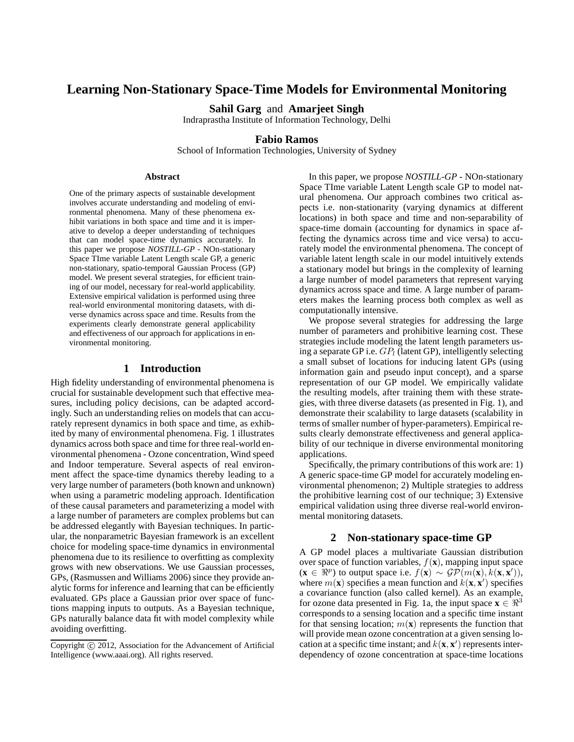# Learning Non-Stationary Space-Time Models for Environmental Monitoring

**Sahil Garg** and **Amarjeet Singh**
Indraprastha Institute of Information Technology, Delhi

**Fabio Ramos**
School of Information Technologies, University of Sydney

### Abstract

One of the primary aspects of sustainable development involves accurate understanding and modeling of environmental phenomena. Many of these phenomena exhibit variations in both space and time and it is imperative to develop a deeper understanding of techniques that can model space-time dynamics accurately. In this paper we propose *NOSTILL-GP* - NOn-stationary Space TIme variable Latent Length scale GP, a generic non-stationary, spatio-temporal Gaussian Process (GP) model. We present several strategies, for efficient training of our model, necessary for real-world applicability. Extensive empirical validation is performed using three real-world environmental monitoring datasets, with diverse dynamics across space and time. Results from the experiments clearly demonstrate general applicability and effectiveness of our approach for applications in environmental monitoring.

## 1 Introduction

High fidelity understanding of environmental phenomena is crucial for sustainable development such that effective measures, including policy decisions, can be adapted accordingly. Such an understanding relies on models that can accurately represent dynamics in both space and time, as exhibited by many of environmental phenomena. Fig. 1 illustrates dynamics across both space and time for three real-world environmental phenomena - Ozone concentration, Wind speed and Indoor temperature. Several aspects of real environment affect the space-time dynamics thereby leading to a very large number of parameters (both known and unknown) when using a parametric modeling approach. Identification of these causal parameters and parameterizing a model with a large number of parameters are complex problems but can be addressed elegantly with Bayesian techniques. In particular, the nonparametric Bayesian framework is an excellent choice for modeling space-time dynamics in environmental phenomena due to its resilience to overfitting as complexity grows with new observations. We use Gaussian processes, GPs, (Rasmussen and Williams 2006) since they provide analytic forms for inference and learning that can be efficiently evaluated. GPs place a Gaussian prior over space of functions mapping inputs to outputs. As a Bayesian technique, GPs naturally balance data fit with model complexity while avoiding overfitting.

Copyright © 2012, Association for the Advancement of Artificial Intelligence (www.aaai.org). All rights reserved.

In this paper, we propose *NOSTILL-GP* - NOn-stationary Space TIme variable Latent Length scale GP to model natural phenomena. Our approach combines two critical aspects i.e. non-stationarity (varying dynamics at different locations) in both space and time and non-separability of space-time domain (accounting for dynamics in space affecting the dynamics across time and vice versa) to accurately model the environmental phenomena. The concept of variable latent length scale in our model intuitively extends a stationary model but brings in the complexity of learning a large number of model parameters that represent varying dynamics across space and time. A large number of parameters makes the learning process both complex as well as computationally intensive.

We propose several strategies for addressing the large number of parameters and prohibitive learning cost. These strategies include modeling the latent length parameters using a separate GP i.e. $GP_l$ (latent GP), intelligently selecting a small subset of locations for inducing latent GPs (using information gain and pseudo input concept), and a sparse representation of our GP model. We empirically validate the resulting models, after training them with these strategies, with three diverse datasets (as presented in Fig. 1), and demonstrate their scalability to large datasets (scalability in terms of smaller number of hyper-parameters). Empirical results clearly demonstrate effectiveness and general applicability of our technique in diverse environmental monitoring applications.

Specifically, the primary contributions of this work are: 1) A generic space-time GP model for accurately modeling environmental phenomenon; 2) Multiple strategies to address the prohibitive learning cost of our technique; 3) Extensive empirical validation using three diverse real-world environmental monitoring datasets.

## 2 Non-stationary space-time GP

A GP model places a multivariate Gaussian distribution over space of function variables, $f(\mathbf{x})$, mapping input space ($\mathbf{x} \in \Re^p$) to output space i.e. $f(\mathbf{x}) \sim \mathcal{GP}(m(\mathbf{x}), k(\mathbf{x}, \mathbf{x}'))$, where $m(\mathbf{x})$ specifies a mean function and $k(\mathbf{x}, \mathbf{x}')$ specifies a covariance function (also called kernel). As an example, for ozone data presented in Fig. 1a, the input space $\mathbf{x} \in \Re^3$ corresponds to a sensing location and a specific time instant for that sensing location; $m(\mathbf{x})$ represents the function that will provide mean ozone concentration at a given sensing location at a specific time instant; and $k(\mathbf{x}, \mathbf{x}')$ represents interdependency of ozone concentration at space-time locations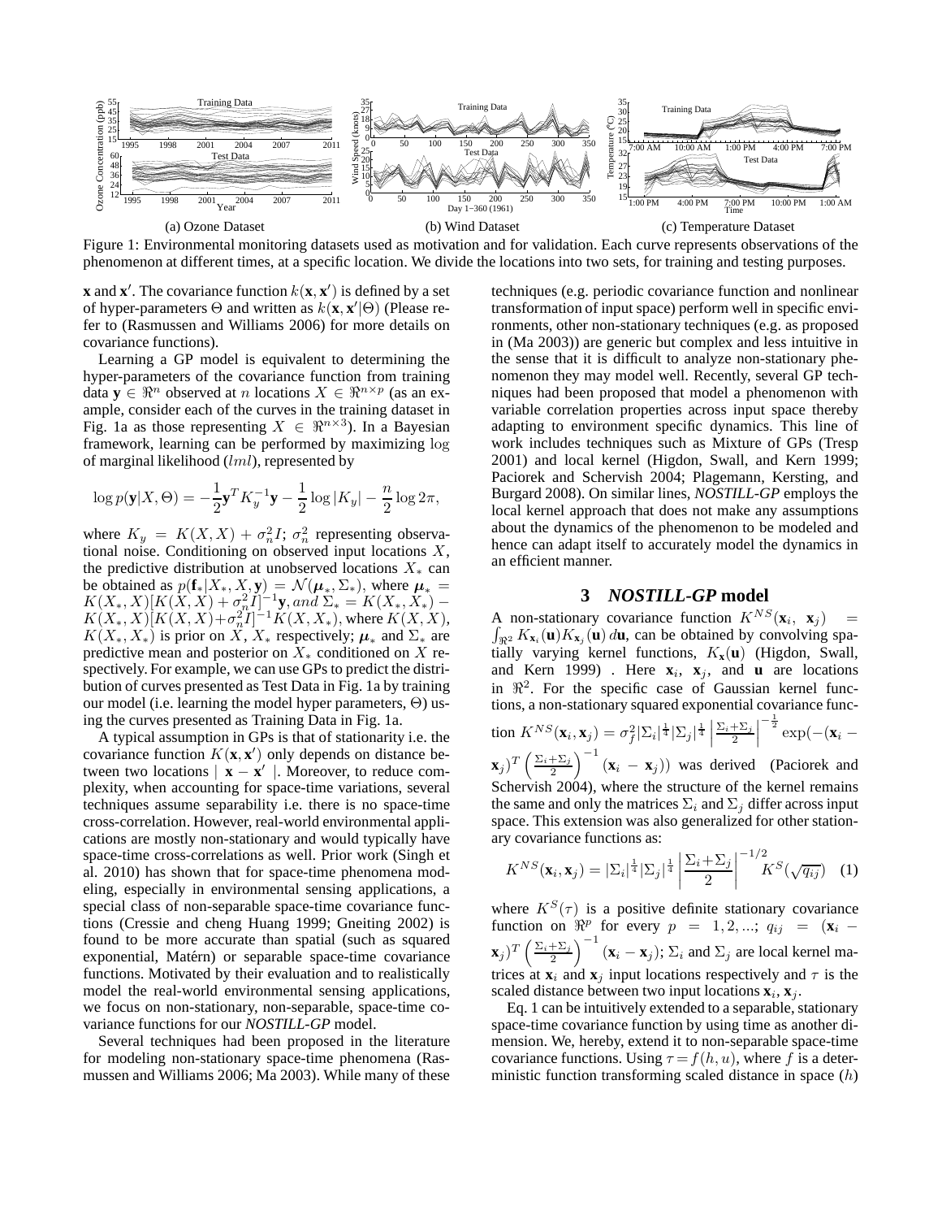Training Data

Ozone Concentration (ppb)

55 45 35 25 15

1995 1998 2001 2004 2007 2011

Test Data

60 48 36 24 12

1995 1998 2001 2004 2007 2011

Year

(a) Ozone Dataset

Training Data

Wind Speed (knots)

35 27 18 9 0

0 50 100 150 200 250 300 350

Test Data

25 20 15 10 5 0

0 50 100 150 200 250 300 350

Day 1−360 (1961)

(b) Wind Dataset

Training Data

Temperature (°C)

35 30 25 20 15

7:00 AM 10:00 AM 1:00 PM 4:00 PM 7:00 PM

Test Data

32 27 23 19 15

1:00 PM 4:00 PM 7:00 PM 10:00 PM 1:00 AM

Time

(c) Temperature Dataset

Figure 1: Environmental monitoring datasets used as motivation and for validation. Each curve represents observations of the phenomenon at different times, at a specific location. We divide the locations into two sets, for training and testing purposes.

$\mathbf{x}$ and $\mathbf{x}'$. The covariance function $k(\mathbf{x}, \mathbf{x}')$ is defined by a set of hyper-parameters $\Theta$ and written as $k(\mathbf{x}, \mathbf{x}'|\Theta)$ (Please refer to (Rasmussen and Williams 2006) for more details on covariance functions).

Learning a GP model is equivalent to determining the hyper-parameters of the covariance function from training data $\mathbf{y} \in \Re^n$ observed at $n$ locations $X \in \Re^{n \times p}$ (as an example, consider each of the curves in the training dataset in Fig. 1a as those representing $X \in \Re^{n \times 3}$). In a Bayesian framework, learning can be performed by maximizing $\log$ of marginal likelihood ($lml$), represented by

$$\log p(\mathbf{y}|X, \Theta) = -\frac{1}{2}\mathbf{y}^T K_y^{-1}\mathbf{y} - \frac{1}{2}\log|K_y| - \frac{n}{2}\log 2\pi,$$

where $K_y = K(X, X) + \sigma_n^2 I$; $\sigma_n^2$ representing observational noise. Conditioning on observed input locations $X$, the predictive distribution at unobserved locations $X_*$ can be obtained as $p(\mathbf{f}_*|X_*, X, \mathbf{y}) = \mathcal{N}(\boldsymbol{\mu}_*, \Sigma_*)$, where $\boldsymbol{\mu}_* = K(X_*, X)[K(X, X) + \sigma_n^2 I]^{-1}\mathbf{y}, and\ \Sigma_* = K(X_*, X_*) - K(X_*, X)[K(X, X)+\sigma_n^2 I]^{-1}K(X, X_*)$, where $K(X, X)$, $K(X_*, X_*)$ is prior on $X$, $X_*$ respectively; $\boldsymbol{\mu}_*$ and $\Sigma_*$ are predictive mean and posterior on $X_*$ conditioned on $X$ respectively. For example, we can use GPs to predict the distribution of curves presented as Test Data in Fig. 1a by training our model (i.e. learning the model hyper parameters, $\Theta$) using the curves presented as Training Data in Fig. 1a.

A typical assumption in GPs is that of stationarity i.e. the covariance function $K(\mathbf{x}, \mathbf{x}')$ only depends on distance between two locations $|\ \mathbf{x} - \mathbf{x}'\ |$. Moreover, to reduce complexity, when accounting for space-time variations, several techniques assume separability i.e. there is no space-time cross-correlation. However, real-world environmental applications are mostly non-stationary and would typically have space-time cross-correlations as well. Prior work (Singh et al. 2010) has shown that for space-time phenomena modeling, especially in environmental sensing applications, a special class of non-separable space-time covariance functions (Cressie and cheng Huang 1999; Gneiting 2002) is found to be more accurate than spatial (such as squared exponential, Matérn) or separable space-time covariance functions. Motivated by their evaluation and to realistically model the real-world environmental sensing applications, we focus on non-stationary, non-separable, space-time covariance functions for our *NOSTILL-GP* model.

Several techniques had been proposed in the literature for modeling non-stationary space-time phenomena (Rasmussen and Williams 2006; Ma 2003). While many of these techniques (e.g. periodic covariance function and nonlinear transformation of input space) perform well in specific environments, other non-stationary techniques (e.g. as proposed in (Ma 2003)) are generic but complex and less intuitive in the sense that it is difficult to analyze non-stationary phenomenon they may model well. Recently, several GP techniques had been proposed that model a phenomenon with variable correlation properties across input space thereby adapting to environment specific dynamics. This line of work includes techniques such as Mixture of GPs (Tresp 2001) and local kernel (Higdon, Swall, and Kern 1999; Paciorek and Schervish 2004; Plagemann, Kersting, and Burgard 2008). On similar lines, *NOSTILL-GP* employs the local kernel approach that does not make any assumptions about the dynamics of the phenomenon to be modeled and hence can adapt itself to accurately model the dynamics in an efficient manner.

## 3 *NOSTILL-GP* model

A non-stationary covariance function $K^{NS}(\mathbf{x}_i, \mathbf{x}_j) = \int_{\Re^2} K_{\mathbf{x}_i}(\mathbf{u}) K_{\mathbf{x}_j}(\mathbf{u})\, d\mathbf{u}$, can be obtained by convolving spatially varying kernel functions, $K_{\mathbf{x}}(\mathbf{u})$ (Higdon, Swall, and Kern 1999) . Here $\mathbf{x}_i$, $\mathbf{x}_j$, and $\mathbf{u}$ are locations in $\Re^2$. For the specific case of Gaussian kernel functions, a non-stationary squared exponential covariance function $K^{NS}(\mathbf{x}_i, \mathbf{x}_j) = \sigma_f^2 |\Sigma_i|^{\frac{1}{4}} |\Sigma_j|^{\frac{1}{4}} \left|\frac{\Sigma_i + \Sigma_j}{2}\right|^{-\frac{1}{2}} \exp(-(\mathbf{x}_i - \mathbf{x}_j)^T \left(\frac{\Sigma_i+\Sigma_j}{2}\right)^{-1} (\mathbf{x}_i - \mathbf{x}_j))$ was derived (Paciorek and Schervish 2004), where the structure of the kernel remains the same and only the matrices $\Sigma_i$ and $\Sigma_j$ differ across input space. This extension was also generalized for other stationary covariance functions as:

$$K^{NS}(\mathbf{x}_i, \mathbf{x}_j) = |\Sigma_i|^{\frac{1}{4}} |\Sigma_j|^{\frac{1}{4}} \left|\frac{\Sigma_i + \Sigma_j}{2}\right|^{-1/2} K^S(\sqrt{q_{ij}}) \quad (1)$$

where $K^S(\tau)$ is a positive definite stationary covariance function on $\Re^p$ for every $p = 1, 2, ...$; $q_{ij} = (\mathbf{x}_i - \mathbf{x}_j)^T \left(\frac{\Sigma_i+\Sigma_j}{2}\right)^{-1} (\mathbf{x}_i - \mathbf{x}_j)$; $\Sigma_i$ and $\Sigma_j$ are local kernel matrices at $\mathbf{x}_i$ and $\mathbf{x}_j$ input locations respectively and $\tau$ is the scaled distance between two input locations $\mathbf{x}_i$, $\mathbf{x}_j$.

Eq. 1 can be intuitively extended to a separable, stationary space-time covariance function by using time as another dimension. We, hereby, extend it to non-separable space-time covariance functions. Using $\tau = f(h, u)$, where $f$ is a deterministic function transforming scaled distance in space ($h$)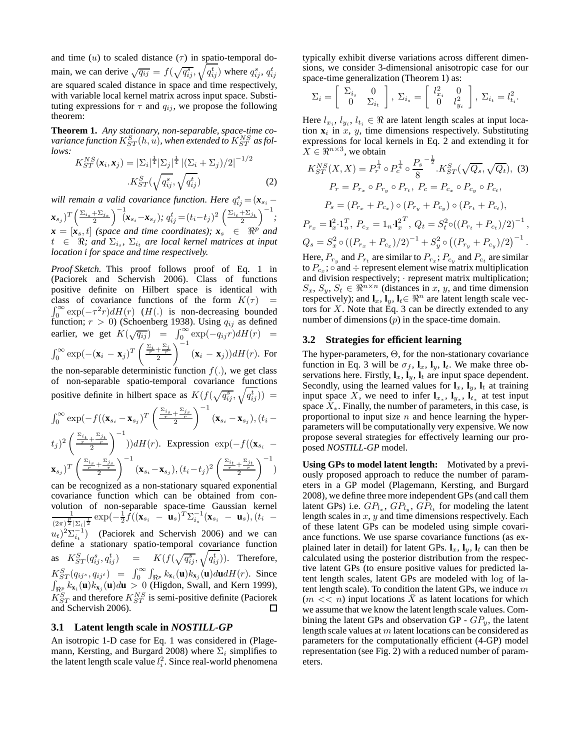and time ($u$) to scaled distance ($\tau$) in spatio-temporal domain, we can derive $\sqrt{q_{ij}} = f(\sqrt{q_{ij}^s}, \sqrt{q_{ij}^t})$ where $q_{ij}^s$, $q_{ij}^t$ are squared scaled distance in space and time respectively, with variable local kernel matrix across input space. Substituting expressions for $\tau$ and $q_{ij}$, we propose the following theorem:

**Theorem 1.** *Any stationary, non-separable, space-time covariance function $K_{ST}^S(h, u)$, when extended to $K_{ST}^{NS}$ as follows:*

$$K_{ST}^{NS}(\mathbf{x}_i, \mathbf{x}_j) = |\Sigma_i|^{\frac{1}{4}} |\Sigma_j|^{\frac{1}{4}} \left|(\Sigma_i + \Sigma_j)/2\right|^{-1/2} .K_{ST}^S(\sqrt{q_{ij}^s}, \sqrt{q_{ij}^t}) \quad (2)$$

*will remain a valid covariance function. Here $q_{ij}^s = (\mathbf{x}_{s_i} - \mathbf{x}_{s_j})^T \left(\frac{\Sigma_{i_s} + \Sigma_{j_s}}{2}\right)^{-1} (\mathbf{x}_{s_i} - \mathbf{x}_{s_j})$; $q_{ij}^t = (t_i - t_j)^2 \left(\frac{\Sigma_{i_t} + \Sigma_{j_t}}{2}\right)^{-1}$; $\mathbf{x} = [\mathbf{x}_s, t]$ (space and time coordinates); $\mathbf{x}_s \in \Re^p$ and $t \in \Re$; and $\Sigma_{i_s}$, $\Sigma_{i_t}$ are local kernel matrices at input location $i$ for space and time respectively.*

*Proof Sketch.* This proof follows proof of Eq. 1 in (Paciorek and Schervish 2006). Class of functions positive definite on Hilbert space is identical with class of covariance functions of the form $K(\tau) = \int_0^\infty \exp(-\tau^2 r) dH(r)$ ($H(.)$ is non-decreasing bounded function; $r > 0$) (Schoenberg 1938). Using $q_{ij}$ as defined earlier, we get $K(\sqrt{q_{ij}}) = \int_0^\infty \exp(-q_{ij} r) dH(r) = \int_0^\infty \exp(-(\mathbf{x}_i - \mathbf{x}_j)^T \left(\frac{\frac{\Sigma_i}{r} + \frac{\Sigma_j}{r}}{2}\right)^{-1} (\mathbf{x}_i - \mathbf{x}_j)) dH(r)$. For the non-separable deterministic function $f(.)$, we get class of non-separable spatio-temporal covariance functions positive definite in hilbert space as $K(f(\sqrt{q_{ij}^s}, \sqrt{q_{ij}^t})) = \int_0^\infty \exp(-f((\mathbf{x}_{s_i} - \mathbf{x}_{s_j})^T \left(\frac{\frac{\Sigma_{i_s}}{r} + \frac{\Sigma_{j_s}}{r}}{2}\right)^{-1} (\mathbf{x}_{s_i} - \mathbf{x}_{s_j}), (t_i - t_j)^2 \left(\frac{\frac{\Sigma_{i_t}}{r} + \frac{\Sigma_{j_t}}{r}}{2}\right)^{-1})) dH(r)$. Expression $\exp(-f((\mathbf{x}_{s_i} - \mathbf{x}_{s_j})^T \left(\frac{\frac{\Sigma_{i_s}}{r} + \frac{\Sigma_{j_s}}{r}}{2}\right)^{-1} (\mathbf{x}_{s_i} - \mathbf{x}_{s_j}), (t_i - t_j)^2 \left(\frac{\frac{\Sigma_{i_t}}{r} + \frac{\Sigma_{j_t}}{r}}{2}\right)^{-1})$ can be recognized as a non-stationary squared exponential covariance function which can be obtained from convolution of non-separable space-time Gaussian kernel $\frac{1}{(2\pi)^{\frac{p}{2}} |\Sigma_i|^{\frac{1}{2}}} \exp(-\frac{1}{2} f((\mathbf{x}_{s_i} - \mathbf{u}_s)^T \Sigma_{i_s}^{-1} (\mathbf{x}_{s_i} - \mathbf{u}_s), (t_i - u_t)^2 \Sigma_{i_t}^{-1})$ (Paciorek and Schervish 2006) and we can define a stationary spatio-temporal covariance function as $K_{ST}^S(q_{ij}^s, q_{ij}^t) = K(f(\sqrt{q_{ij}^s}, \sqrt{q_{ij}^t}))$. Therefore, $K_{ST}^S(q_{ij^s}, q_{ij^t}) = \int_0^\infty \int_{\Re^p} k_{\mathbf{x}_i}(\mathbf{u}) k_{\mathbf{x}_j}(\mathbf{u}) d\mathbf{u} dH(r)$. Since $\int_{\Re^p} k_{\mathbf{x}_i}(\mathbf{u}) k_{\mathbf{x}_j}(\mathbf{u}) d\mathbf{u} > 0$ (Higdon, Swall, and Kern 1999), $K_{ST}^S$ and therefore $K_{ST}^{NS}$ is semi-positive definite (Paciorek and Schervish 2006). ☐

### 3.1 Latent length scale in *NOSTILL-GP*

An isotropic 1-D case for Eq. 1 was considered in (Plagemann, Kersting, and Burgard 2008) where $\Sigma_i$ simplifies to the latent length scale value $l_i^2$. Since real-world phenomena typically exhibit diverse variations across different dimensions, we consider 3-dimensional anisotropic case for our space-time generalization (Theorem 1) as:

$$\Sigma_i = \begin{bmatrix} \Sigma_{i_s} & 0 \\ 0 & \Sigma_{i_t} \end{bmatrix}, \ \Sigma_{i_s} = \begin{bmatrix} l_{x_i}^2 & 0 \\ 0 & l_{y_i}^2 \end{bmatrix}, \ \Sigma_{i_t} = l_{t_i}^2.$$

Here $l_{x_i}$, $l_{y_i}$, $l_{t_i} \in \Re$ are latent length scales at input location $\mathbf{x}_i$ in $x$, $y$, time dimensions respectively. Substituting expressions for local kernels in Eq. 2 and extending it for $X \in \Re^{n \times 3}$, we obtain

$$K_{ST}^{NS}(X, X) = P_r^{\frac{1}{4}} \circ P_c^{\frac{1}{4}} \circ \frac{P_s}{8}^{-\frac{1}{2}} .K_{ST}^S(\sqrt{Q_s}, \sqrt{Q_t}), \quad (3)$$

$$P_r = P_{r_x} \circ P_{r_y} \circ P_{r_t}, \ P_c = P_{c_x} \circ P_{c_y} \circ P_{c_t},$$

$$P_s = (P_{r_x} + P_{c_x}) \circ (P_{r_y} + P_{c_y}) \circ (P_{r_t} + P_{c_t}),$$

$$P_{r_x} = \mathbf{l}_x^2 \cdot 1_n^T, \ P_{c_x} = 1_n \cdot \mathbf{l}_x^{2^T}, \ Q_t = S_t^2 \circ ((P_{r_t} + P_{c_t})/2)^{-1},$$

$$Q_s = S_x^2 \circ ((P_{r_x} + P_{c_x})/2)^{-1} + S_y^2 \circ \left((P_{r_y} + P_{c_y})/2\right)^{-1}.$$

Here, $P_{r_y}$ and $P_{r_t}$ are similar to $P_{r_x}$; $P_{c_y}$ and $P_{c_t}$ are similar to $P_{c_x}$; $\circ$ and $\div$ represent element wise matrix multiplication and division respectively; $\cdot$ represent matrix multiplication; $S_x$, $S_y$, $S_t \in \Re^{n \times n}$ (distances in $x$, $y$, and time dimension respectively); and $\mathbf{l}_x$, $\mathbf{l}_y$, $\mathbf{l}_t \in \Re^n$ are latent length scale vectors for $X$. Note that Eq. 3 can be directly extended to any number of dimensions ($p$) in the space-time domain.

### 3.2 Strategies for efficient learning

The hyper-parameters, $\Theta$, for the non-stationary covariance function in Eq. 3 will be $\sigma_f$, $\mathbf{l}_x$, $\mathbf{l}_y$, $\mathbf{l}_t$. We make three observations here. Firstly, $\mathbf{l}_x$, $\mathbf{l}_y$, $\mathbf{l}_t$ are input space dependent. Secondly, using the learned values for $\mathbf{l}_x$, $\mathbf{l}_y$, $\mathbf{l}_t$ at training input space $X$, we need to infer $\mathbf{l}_{x_*}$, $\mathbf{l}_{y_*}$, $\mathbf{l}_{t_*}$ at test input space $X_*$. Finally, the number of parameters, in this case, is proportional to input size $n$ and hence learning the hyper-parameters will be computationally very expensive. We now propose several strategies for effectively learning our proposed *NOSTILL-GP* model.

**Using GPs to model latent length:** Motivated by a previously proposed approach to reduce the number of parameters in a GP model (Plagemann, Kersting, and Burgard 2008), we define three more independent GPs (and call them latent GPs) i.e. $GP_{l_x}$, $GP_{l_y}$, $GP_{l_t}$ for modeling the latent length scales in $x$, $y$ and time dimensions respectively. Each of these latent GPs can be modeled using simple covariance functions. We use sparse covariance functions (as explained later in detail) for latent GPs. $\mathbf{l}_x$, $\mathbf{l}_y$, $\mathbf{l}_t$ can then be calculated using the posterior distribution from the respective latent GPs (to ensure positive values for predicted latent length scales, latent GPs are modeled with $\log$ of latent length scale). To condition the latent GPs, we induce $m$ ($m << n$) input locations $\bar{X}$ as latent locations for which we assume that we know the latent length scale values. Combining the latent GPs and observation GP - $GP_y$, the latent length scale values at $m$ latent locations can be considered as parameters for the computationally efficient (4-GP) model representation (see Fig. 2) with a reduced number of parameters.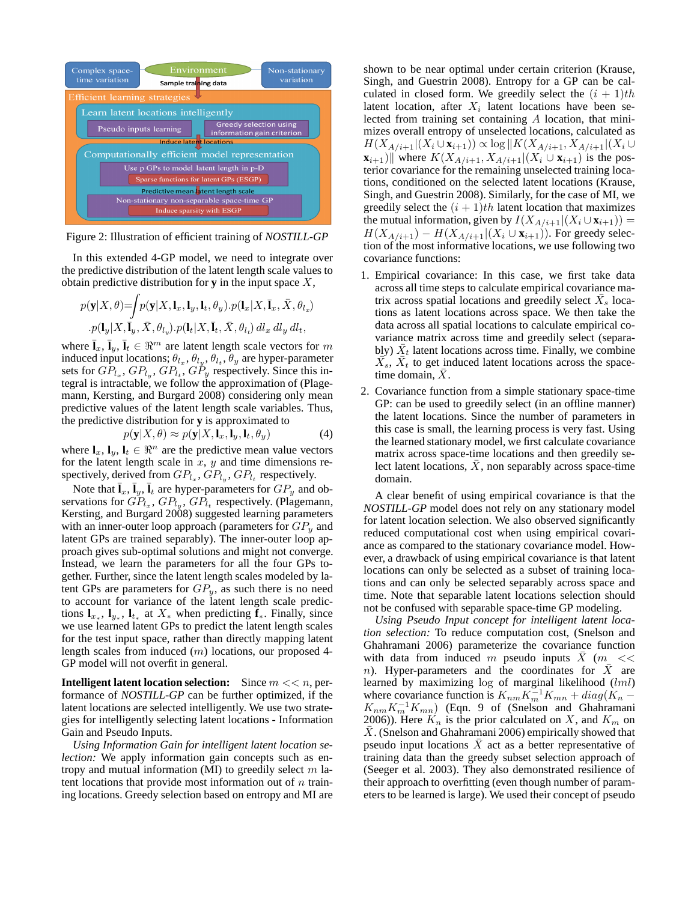Complex space-time variation

Environment

Non-stationary variation

Sample training data

Efficient learning strategies

Learn latent locations intelligently

Pseudo inputs learning

Greedy selection using information gain criterion

Induce latent locations

Computationally efficient model representation

Use p GPs to model latent length in p-D

Sparse functions for latent GPs (ESGP)

Predictive mean latent length scale

Non-stationary non-separable space-time GP

Induce sparsity with ESGP

Figure 2: Illustration of efficient training of *NOSTILL-GP*

In this extended 4-GP model, we need to integrate over the predictive distribution of the latent length scale values to obtain predictive distribution for $\mathbf{y}$ in the input space $X$,

$$p(\mathbf{y}|X,\theta)=\int p(\mathbf{y}|X,\mathbf{l}_x,\mathbf{l}_y,\mathbf{l}_t,\theta_y).p(\mathbf{l}_x|X,\bar{\mathbf{l}}_x,\bar{X},\theta_{l_x})$$
$$.p(\mathbf{l}_y|X,\bar{\mathbf{l}}_y,\bar{X},\theta_{l_y}).p(\mathbf{l}_t|X,\bar{\mathbf{l}}_t,\bar{X},\theta_{l_t})\,dl_x\,dl_y\,dl_t,$$

where $\bar{\mathbf{l}}_x$, $\bar{\mathbf{l}}_y$, $\bar{\mathbf{l}}_t \in \Re^m$ are latent length scale vectors for $m$ induced input locations; $\theta_{l_x}$, $\theta_{l_y}$, $\theta_{l_t}$, $\theta_y$ are hyper-parameter sets for $GP_{l_x}$, $GP_{l_y}$, $GP_{l_t}$, $GP_y$ respectively. Since this integral is intractable, we follow the approximation of (Plagemann, Kersting, and Burgard 2008) considering only mean predictive values of the latent length scale variables. Thus, the predictive distribution for $\mathbf{y}$ is approximated to

$$p(\mathbf{y}|X,\theta) \approx p(\mathbf{y}|X,\mathbf{l}_x,\mathbf{l}_y,\mathbf{l}_t,\theta_y) \quad (4)$$

where $\mathbf{l}_x$, $\mathbf{l}_y$, $\mathbf{l}_t \in \Re^n$ are the predictive mean value vectors for the latent length scale in $x$, $y$ and time dimensions respectively, derived from $GP_{l_x}$, $GP_{l_y}$, $GP_{l_t}$ respectively.

Note that $\bar{\mathbf{l}}_x$, $\bar{\mathbf{l}}_y$, $\bar{\mathbf{l}}_t$ are hyper-parameters for $GP_y$ and observations for $GP_{l_x}$, $GP_{l_y}$, $GP_{l_t}$ respectively. (Plagemann, Kersting, and Burgard 2008) suggested learning parameters with an inner-outer loop approach (parameters for $GP_y$ and latent GPs are trained separably). The inner-outer loop approach gives sub-optimal solutions and might not converge. Instead, we learn the parameters for all the four GPs together. Further, since the latent length scales modeled by latent GPs are parameters for $GP_y$, as such there is no need to account for variance of the latent length scale predictions $\mathbf{l}_{x_*}$, $\mathbf{l}_{y_*}$, $\mathbf{l}_{t_*}$ at $X_*$ when predicting $\bar{\mathbf{f}}_*$. Finally, since we use learned latent GPs to predict the latent length scales for the test input space, rather than directly mapping latent length scales from induced ($m$) locations, our proposed 4-GP model will not overfit in general.

**Intelligent latent location selection:** Since $m << n$, performance of *NOSTILL-GP* can be further optimized, if the latent locations are selected intelligently. We use two strategies for intelligently selecting latent locations - Information Gain and Pseudo Inputs.

*Using Information Gain for intelligent latent location selection:* We apply information gain concepts such as entropy and mutual information (MI) to greedily select $m$ latent locations that provide most information out of $n$ training locations. Greedy selection based on entropy and MI are shown to be near optimal under certain criterion (Krause, Singh, and Guestrin 2008). Entropy for a GP can be calculated in closed form. We greedily select the $(i+1)th$ latent location, after $X_i$ latent locations have been selected from training set containing $A$ location, that minimizes overall entropy of unselected locations, calculated as $H(X_{A/i+1}|(X_i \cup \mathbf{x}_{i+1})) \propto \log \|K(X_{A/i+1}, X_{A/i+1}|(X_i \cup \mathbf{x}_{i+1})\|$ where $K(X_{A/i+1}, X_{A/i+1}|(X_i \cup \mathbf{x}_{i+1})$ is the posterior covariance for the remaining unselected training locations, conditioned on the selected latent locations (Krause, Singh, and Guestrin 2008). Similarly, for the case of MI, we greedily select the $(i+1)th$ latent location that maximizes the mutual information, given by $I(X_{A/i+1}|(X_i \cup \mathbf{x}_{i+1})) = H(X_{A/i+1}) - H(X_{A/i+1}|(X_i \cup \mathbf{x}_{i+1}))$. For greedy selection of the most informative locations, we use following two covariance functions:

1. Empirical covariance: In this case, we first take data across all time steps to calculate empirical covariance matrix across spatial locations and greedily select $\bar{X}_s$ locations as latent locations across space. We then take the data across all spatial locations to calculate empirical covariance matrix across time and greedily select (separably) $\bar{X}_t$ latent locations across time. Finally, we combine $\bar{X}_s$, $\bar{X}_t$ to get induced latent locations across the space-time domain, $\bar{X}$.
2. Covariance function from a simple stationary space-time GP: can be used to greedily select (in an offline manner) the latent locations. Since the number of parameters in this case is small, the learning process is very fast. Using the learned stationary model, we first calculate covariance matrix across space-time locations and then greedily select latent locations, $\bar{X}$, non separably across space-time domain.

A clear benefit of using empirical covariance is that the *NOSTILL-GP* model does not rely on any stationary model for latent location selection. We also observed significantly reduced computational cost when using empirical covariance as compared to the stationary covariance model. However, a drawback of using empirical covariance is that latent locations can only be selected as a subset of training locations and can only be selected separably across space and time. Note that separable latent locations selection should not be confused with separable space-time GP modeling.

*Using Pseudo Input concept for intelligent latent location selection:* To reduce computation cost, (Snelson and Ghahramani 2006) parameterize the covariance function with data from induced $m$ pseudo inputs $\bar{X}$ ($m$ $<<$ $n$). Hyper-parameters and the coordinates for $\bar{X}$ are learned by maximizing $\log$ of marginal likelihood ($lml$) where covariance function is $K_{nm}K_m^{-1}K_{mn} + diag(K_n - K_{nm}K_m^{-1}K_{mn})$ (Eqn. 9 of (Snelson and Ghahramani 2006)). Here $K_n$ is the prior calculated on $X$, and $K_m$ on $\bar{X}$. (Snelson and Ghahramani 2006) empirically showed that pseudo input locations $\bar{X}$ act as a better representative of training data than the greedy subset selection approach of (Seeger et al. 2003). They also demonstrated resilience of their approach to overfitting (even though number of parameters to be learned is large). We used their concept of pseudo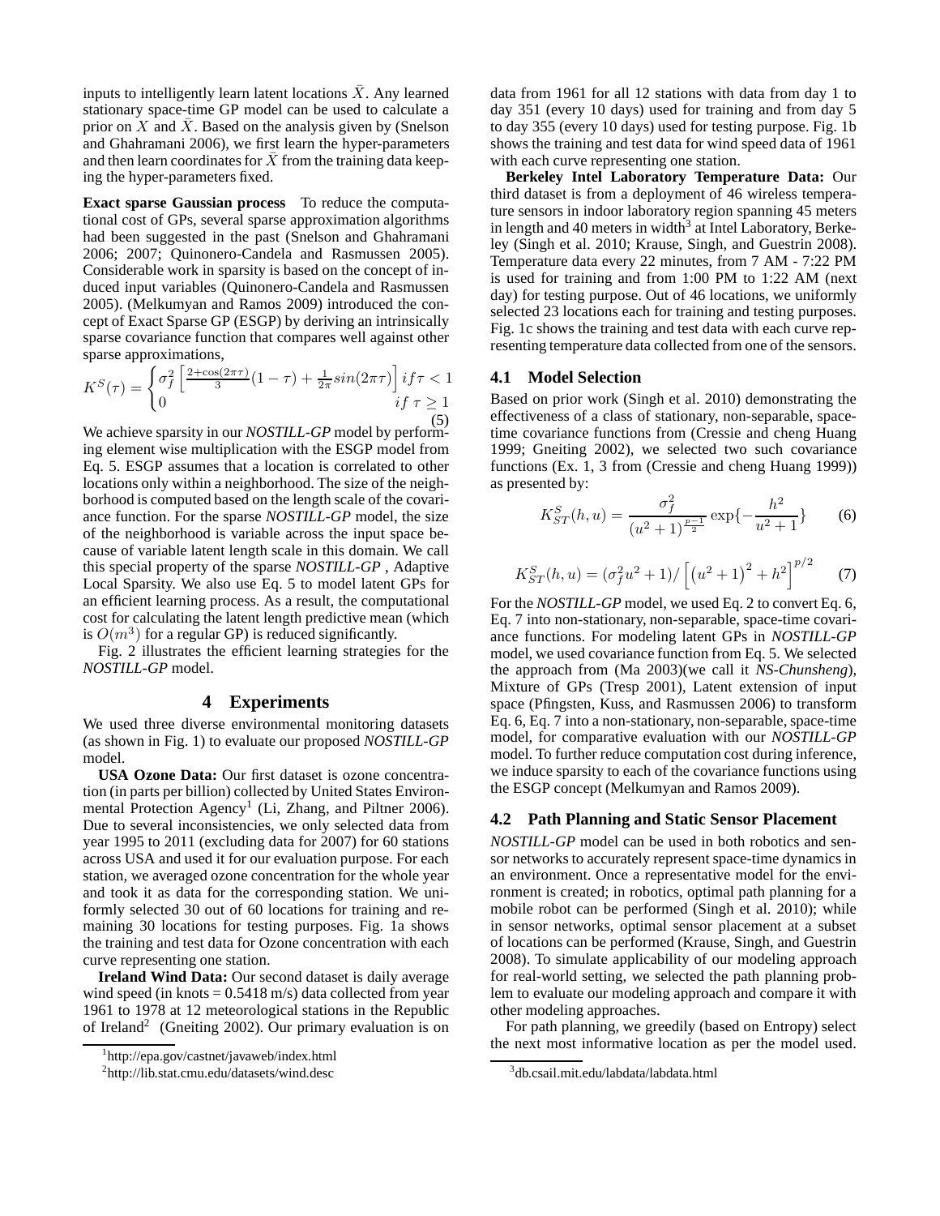inputs to intelligently learn latent locations $\bar{X}$. Any learned stationary space-time GP model can be used to calculate a prior on $X$ and $\bar{X}$. Based on the analysis given by (Snelson and Ghahramani 2006), we first learn the hyper-parameters and then learn coordinates for $\bar{X}$ from the training data keeping the hyper-parameters fixed.

**Exact sparse Gaussian process** To reduce the computational cost of GPs, several sparse approximation algorithms had been suggested in the past (Snelson and Ghahramani 2006; 2007; Quinonero-Candela and Rasmussen 2005). Considerable work in sparsity is based on the concept of induced input variables (Quinonero-Candela and Rasmussen 2005). (Melkumyan and Ramos 2009) introduced the concept of Exact Sparse GP (ESGP) by deriving an intrinsically sparse covariance function that compares well against other sparse approximations,

$$K^S(\tau) = \begin{cases} \sigma_f^2 \left[ \frac{2+\cos(2\pi\tau)}{3}(1-\tau) + \frac{1}{2\pi} sin(2\pi\tau) \right] if \tau < 1 \\ 0 \qquad\qquad\qquad\qquad\qquad\qquad\qquad\quad if\ \tau \geq 1 \end{cases} \tag{5}$$

We achieve sparsity in our *NOSTILL-GP* model by performing element wise multiplication with the ESGP model from Eq. 5. ESGP assumes that a location is correlated to other locations only within a neighborhood. The size of the neighborhood is computed based on the length scale of the covariance function. For the sparse *NOSTILL-GP* model, the size of the neighborhood is variable across the input space because of variable latent length scale in this domain. We call this special property of the sparse *NOSTILL-GP* , Adaptive Local Sparsity. We also use Eq. 5 to model latent GPs for an efficient learning process. As a result, the computational cost for calculating the latent length predictive mean (which is $O(m^3)$ for a regular GP) is reduced significantly.

Fig. 2 illustrates the efficient learning strategies for the *NOSTILL-GP* model.

## 4 Experiments

We used three diverse environmental monitoring datasets (as shown in Fig. 1) to evaluate our proposed *NOSTILL-GP* model.

**USA Ozone Data:** Our first dataset is ozone concentration (in parts per billion) collected by United States Environmental Protection Agency[1] (Li, Zhang, and Piltner 2006). Due to several inconsistencies, we only selected data from year 1995 to 2011 (excluding data for 2007) for 60 stations across USA and used it for our evaluation purpose. For each station, we averaged ozone concentration for the whole year and took it as data for the corresponding station. We uniformly selected 30 out of 60 locations for training and remaining 30 locations for testing purposes. Fig. 1a shows the training and test data for Ozone concentration with each curve representing one station.

**Ireland Wind Data:** Our second dataset is daily average wind speed (in knots = 0.5418 m/s) data collected from year 1961 to 1978 at 12 meteorological stations in the Republic of Ireland[2] (Gneiting 2002). Our primary evaluation is on data from 1961 for all 12 stations with data from day 1 to day 351 (every 10 days) used for training and from day 5 to day 355 (every 10 days) used for testing purpose. Fig. 1b shows the training and test data for wind speed data of 1961 with each curve representing one station.

**Berkeley Intel Laboratory Temperature Data:** Our third dataset is from a deployment of 46 wireless temperature sensors in indoor laboratory region spanning 45 meters in length and 40 meters in width[3] at Intel Laboratory, Berkeley (Singh et al. 2010; Krause, Singh, and Guestrin 2008). Temperature data every 22 minutes, from 7 AM - 7:22 PM is used for training and from 1:00 PM to 1:22 AM (next day) for testing purpose. Out of 46 locations, we uniformly selected 23 locations each for training and testing purposes. Fig. 1c shows the training and test data with each curve representing temperature data collected from one of the sensors.

### 4.1 Model Selection

Based on prior work (Singh et al. 2010) demonstrating the effectiveness of a class of stationary, non-separable, space-time covariance functions from (Cressie and cheng Huang 1999; Gneiting 2002), we selected two such covariance functions (Ex. 1, 3 from (Cressie and cheng Huang 1999)) as presented by:

$$K_{ST}^S(h,u) = \frac{\sigma_f^2}{(u^2+1)^{\frac{p-1}{2}}} \exp\{-\frac{h^2}{u^2+1}\} \tag{6}$$

$$K_{ST}^S(h,u) = (\sigma_f^2 u^2 + 1) / \left[ \left(u^2+1\right)^2 + h^2 \right]^{p/2} \tag{7}$$

For the *NOSTILL-GP* model, we used Eq. 2 to convert Eq. 6, Eq. 7 into non-stationary, non-separable, space-time covariance functions. For modeling latent GPs in *NOSTILL-GP* model, we used covariance function from Eq. 5. We selected the approach from (Ma 2003)(we call it *NS-Chunsheng*), Mixture of GPs (Tresp 2001), Latent extension of input space (Pfingsten, Kuss, and Rasmussen 2006) to transform Eq. 6, Eq. 7 into a non-stationary, non-separable, space-time model, for comparative evaluation with our *NOSTILL-GP* model. To further reduce computation cost during inference, we induce sparsity to each of the covariance functions using the ESGP concept (Melkumyan and Ramos 2009).

### 4.2 Path Planning and Static Sensor Placement

*NOSTILL-GP* model can be used in both robotics and sensor networks to accurately represent space-time dynamics in an environment. Once a representative model for the environment is created; in robotics, optimal path planning for a mobile robot can be performed (Singh et al. 2010); while in sensor networks, optimal sensor placement at a subset of locations can be performed (Krause, Singh, and Guestrin 2008). To simulate applicability of our modeling approach for real-world setting, we selected the path planning problem to evaluate our modeling approach and compare it with other modeling approaches.

For path planning, we greedily (based on Entropy) select the next most informative location as per the model used.

[1] http://epa.gov/castnet/javaweb/index.html

[2] http://lib.stat.cmu.edu/datasets/wind.desc

[3] db.csail.mit.edu/labdata/labdata.html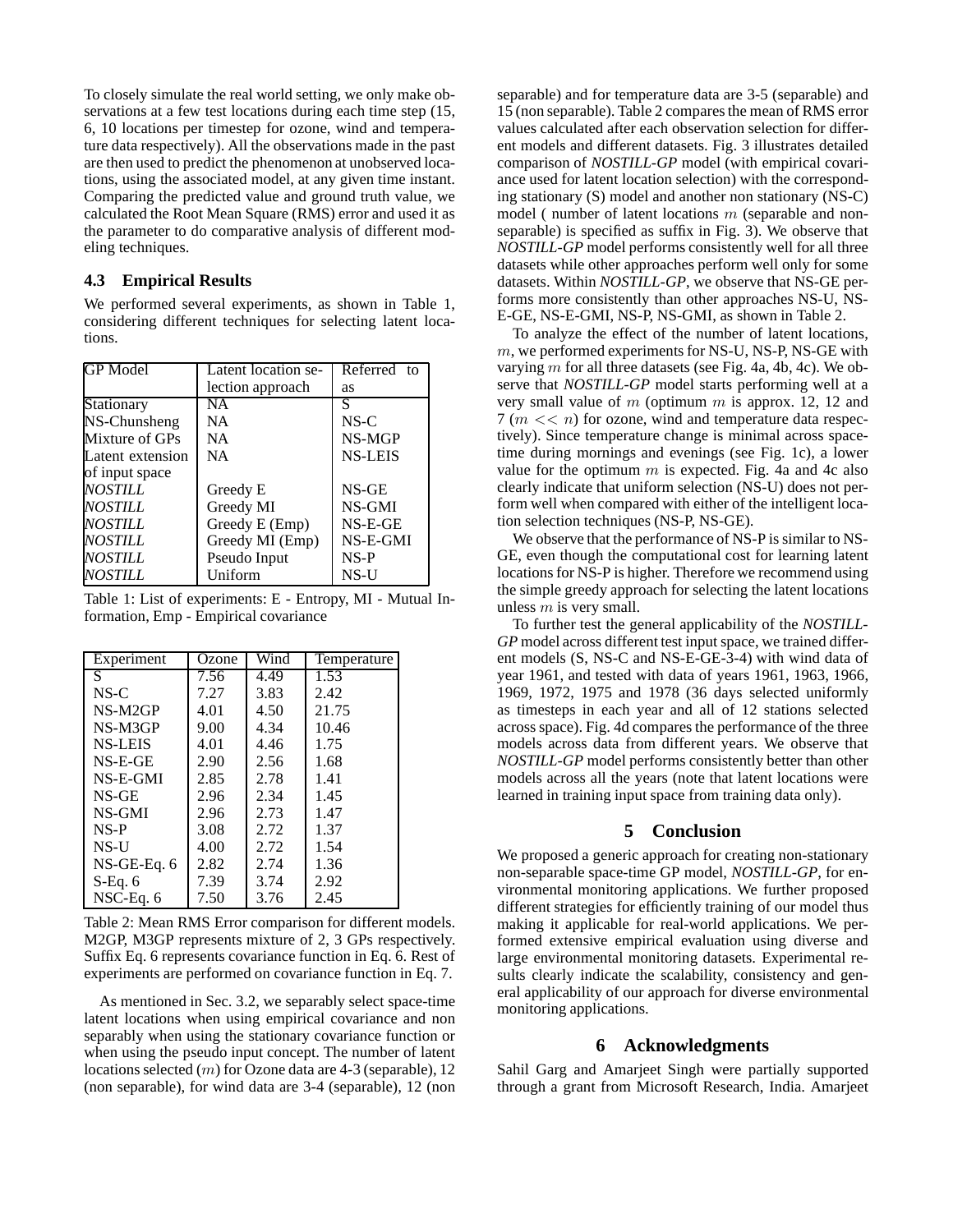To closely simulate the real world setting, we only make observations at a few test locations during each time step (15, 6, 10 locations per timestep for ozone, wind and temperature data respectively). All the observations made in the past are then used to predict the phenomenon at unobserved locations, using the associated model, at any given time instant. Comparing the predicted value and ground truth value, we calculated the Root Mean Square (RMS) error and used it as the parameter to do comparative analysis of different modeling techniques.

### 4.3 Empirical Results

We performed several experiments, as shown in Table 1, considering different techniques for selecting latent locations.

| GP Model | Latent location selection approach | Referred to as |
|---|---|---|
| Stationary | NA | S |
| NS-Chunsheng | NA | NS-C |
| Mixture of GPs | NA | NS-MGP |
| Latent extension of input space | NA | NS-LEIS |
| *NOSTILL* | Greedy E | NS-GE |
| *NOSTILL* | Greedy MI | NS-GMI |
| *NOSTILL* | Greedy E (Emp) | NS-E-GE |
| *NOSTILL* | Greedy MI (Emp) | NS-E-GMI |
| *NOSTILL* | Pseudo Input | NS-P |
| *NOSTILL* | Uniform | NS-U |

Table 1: List of experiments: E - Entropy, MI - Mutual Information, Emp - Empirical covariance

| Experiment | Ozone | Wind | Temperature |
|---|---|---|---|
| S | 7.56 | 4.49 | 1.53 |
| NS-C | 7.27 | 3.83 | 2.42 |
| NS-M2GP | 4.01 | 4.50 | 21.75 |
| NS-M3GP | 9.00 | 4.34 | 10.46 |
| NS-LEIS | 4.01 | 4.46 | 1.75 |
| NS-E-GE | 2.90 | 2.56 | 1.68 |
| NS-E-GMI | 2.85 | 2.78 | 1.41 |
| NS-GE | 2.96 | 2.34 | 1.45 |
| NS-GMI | 2.96 | 2.73 | 1.47 |
| NS-P | 3.08 | 2.72 | 1.37 |
| NS-U | 4.00 | 2.72 | 1.54 |
| NS-GE-Eq. 6 | 2.82 | 2.74 | 1.36 |
| S-Eq. 6 | 7.39 | 3.74 | 2.92 |
| NSC-Eq. 6 | 7.50 | 3.76 | 2.45 |

Table 2: Mean RMS Error comparison for different models. M2GP, M3GP represents mixture of 2, 3 GPs respectively. Suffix Eq. 6 represents covariance function in Eq. 6. Rest of experiments are performed on covariance function in Eq. 7.

As mentioned in Sec. 3.2, we separably select space-time latent locations when using empirical covariance and non separably when using the stationary covariance function or when using the pseudo input concept. The number of latent locations selected ($m$) for Ozone data are 4-3 (separable), 12 (non separable), for wind data are 3-4 (separable), 12 (non separable) and for temperature data are 3-5 (separable) and 15 (non separable). Table 2 compares the mean of RMS error values calculated after each observation selection for different models and different datasets. Fig. 3 illustrates detailed comparison of *NOSTILL-GP* model (with empirical covariance used for latent location selection) with the corresponding stationary (S) model and another non stationary (NS-C) model ( number of latent locations $m$ (separable and non-separable) is specified as suffix in Fig. 3). We observe that *NOSTILL-GP* model performs consistently well for all three datasets while other approaches perform well only for some datasets. Within *NOSTILL-GP*, we observe that NS-GE performs more consistently than other approaches NS-U, NS-E-GE, NS-E-GMI, NS-P, NS-GMI, as shown in Table 2.

To analyze the effect of the number of latent locations, $m$, we performed experiments for NS-U, NS-P, NS-GE with varying $m$ for all three datasets (see Fig. 4a, 4b, 4c). We observe that *NOSTILL-GP* model starts performing well at a very small value of $m$ (optimum $m$ is approx. 12, 12 and 7 ($m << n$) for ozone, wind and temperature data respectively). Since temperature change is minimal across space-time during mornings and evenings (see Fig. 1c), a lower value for the optimum $m$ is expected. Fig. 4a and 4c also clearly indicate that uniform selection (NS-U) does not perform well when compared with either of the intelligent location selection techniques (NS-P, NS-GE).

We observe that the performance of NS-P is similar to NS-GE, even though the computational cost for learning latent locations for NS-P is higher. Therefore we recommend using the simple greedy approach for selecting the latent locations unless $m$ is very small.

To further test the general applicability of the *NOSTILL-GP* model across different test input space, we trained different models (S, NS-C and NS-E-GE-3-4) with wind data of year 1961, and tested with data of years 1961, 1963, 1966, 1969, 1972, 1975 and 1978 (36 days selected uniformly as timesteps in each year and all of 12 stations selected across space). Fig. 4d compares the performance of the three models across data from different years. We observe that *NOSTILL-GP* model performs consistently better than other models across all the years (note that latent locations were learned in training input space from training data only).

## 5 Conclusion

We proposed a generic approach for creating non-stationary non-separable space-time GP model, *NOSTILL-GP*, for environmental monitoring applications. We further proposed different strategies for efficiently training of our model thus making it applicable for real-world applications. We performed extensive empirical evaluation using diverse and large environmental monitoring datasets. Experimental results clearly indicate the scalability, consistency and general applicability of our approach for diverse environmental monitoring applications.

## 6 Acknowledgments

Sahil Garg and Amarjeet Singh were partially supported through a grant from Microsoft Research, India. Amarjeet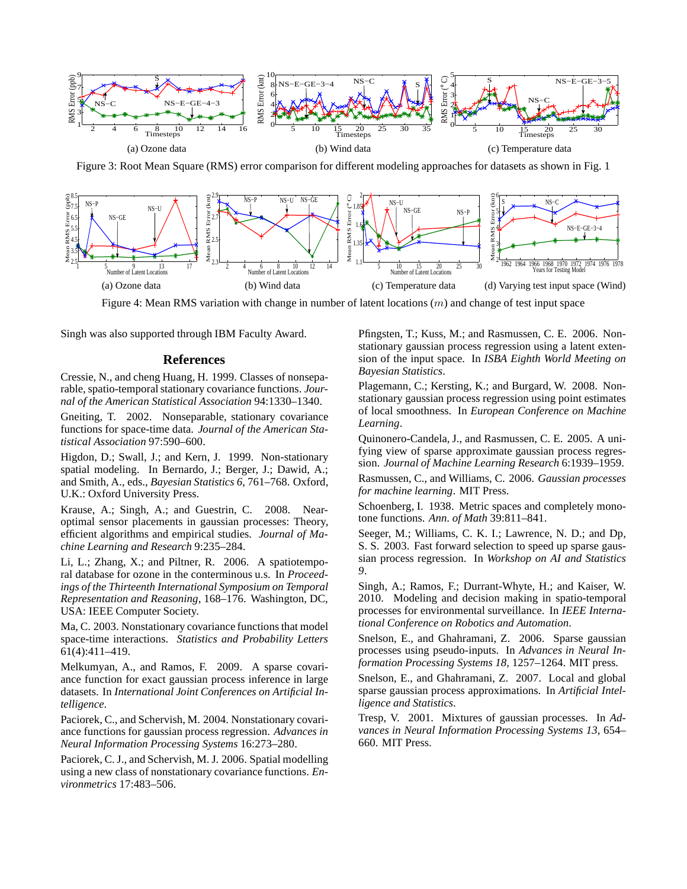RMS Error (ppb)
S
NS−C
NS−E−GE−4−3
Timesteps
2 4 6 8 10 12 14 16

RMS Error (knt)
NS−E−GE−3−4
NS−C
S
Timesteps
5 10 15 20 25 30 35

RMS Error (° C)
S
NS−E−GE−3−5
NS−C
Timesteps
5 10 15 20 25 30

(a) Ozone data (b) Wind data (c) Temperature data

Figure 3: Root Mean Square (RMS) error comparison for different modeling approaches for datasets as shown in Fig. 1

Mean RMS Error (ppb)
NS−P
NS−GE
NS−U
Number of Latent Locations
1 5 9 13 17

Mean RMS Error (knt)
NS−P
NS−U
NS−GE
Number of Latent Locations
2 4 6 8 10 12 14

Mean RMS Error (° C)
NS−U
NS−GE
NS−P
Number of Latent Locations
5 10 15 20 25 30

Mean RMS Error (knt)
S
NS−C
NS−E−GE−3−4
Years for Testing Model
1962 1964 1966 1968 1970 1972 1974 1976 1978

(a) Ozone data (b) Wind data (c) Temperature data (d) Varying test input space (Wind)

Figure 4: Mean RMS variation with change in number of latent locations ($m$) and change of test input space

Singh was also supported through IBM Faculty Award.

## References

Cressie, N., and cheng Huang, H. 1999. Classes of nonseparable, spatio-temporal stationary covariance functions. *Journal of the American Statistical Association* 94:1330–1340.

Gneiting, T. 2002. Nonseparable, stationary covariance functions for space-time data. *Journal of the American Statistical Association* 97:590–600.

Higdon, D.; Swall, J.; and Kern, J. 1999. Non-stationary spatial modeling. In Bernardo, J.; Berger, J.; Dawid, A.; and Smith, A., eds., *Bayesian Statistics 6*, 761–768. Oxford, U.K.: Oxford University Press.

Krause, A.; Singh, A.; and Guestrin, C. 2008. Near-optimal sensor placements in gaussian processes: Theory, efficient algorithms and empirical studies. *Journal of Machine Learning and Research* 9:235–284.

Li, L.; Zhang, X.; and Piltner, R. 2006. A spatiotemporal database for ozone in the conterminous u.s. In *Proceedings of the Thirteenth International Symposium on Temporal Representation and Reasoning*, 168–176. Washington, DC, USA: IEEE Computer Society.

Ma, C. 2003. Nonstationary covariance functions that model space-time interactions. *Statistics and Probability Letters* 61(4):411–419.

Melkumyan, A., and Ramos, F. 2009. A sparse covariance function for exact gaussian process inference in large datasets. In *International Joint Conferences on Artificial Intelligence*.

Paciorek, C., and Schervish, M. 2004. Nonstationary covariance functions for gaussian process regression. *Advances in Neural Information Processing Systems* 16:273–280.

Paciorek, C. J., and Schervish, M. J. 2006. Spatial modelling using a new class of nonstationary covariance functions. *Environmetrics* 17:483–506.

Pfingsten, T.; Kuss, M.; and Rasmussen, C. E. 2006. Nonstationary gaussian process regression using a latent extension of the input space. In *ISBA Eighth World Meeting on Bayesian Statistics*.

Plagemann, C.; Kersting, K.; and Burgard, W. 2008. Nonstationary gaussian process regression using point estimates of local smoothness. In *European Conference on Machine Learning*.

Quinonero-Candela, J., and Rasmussen, C. E. 2005. A unifying view of sparse approximate gaussian process regression. *Journal of Machine Learning Research* 6:1939–1959.

Rasmussen, C., and Williams, C. 2006. *Gaussian processes for machine learning*. MIT Press.

Schoenberg, I. 1938. Metric spaces and completely monotone functions. *Ann. of Math* 39:811–841.

Seeger, M.; Williams, C. K. I.; Lawrence, N. D.; and Dp, S. S. 2003. Fast forward selection to speed up sparse gaussian process regression. In *Workshop on AI and Statistics 9*.

Singh, A.; Ramos, F.; Durrant-Whyte, H.; and Kaiser, W. 2010. Modeling and decision making in spatio-temporal processes for environmental surveillance. In *IEEE International Conference on Robotics and Automation*.

Snelson, E., and Ghahramani, Z. 2006. Sparse gaussian processes using pseudo-inputs. In *Advances in Neural Information Processing Systems 18*, 1257–1264. MIT press.

Snelson, E., and Ghahramani, Z. 2007. Local and global sparse gaussian process approximations. In *Artificial Intelligence and Statistics*.

Tresp, V. 2001. Mixtures of gaussian processes. In *Advances in Neural Information Processing Systems 13*, 654–660. MIT Press.